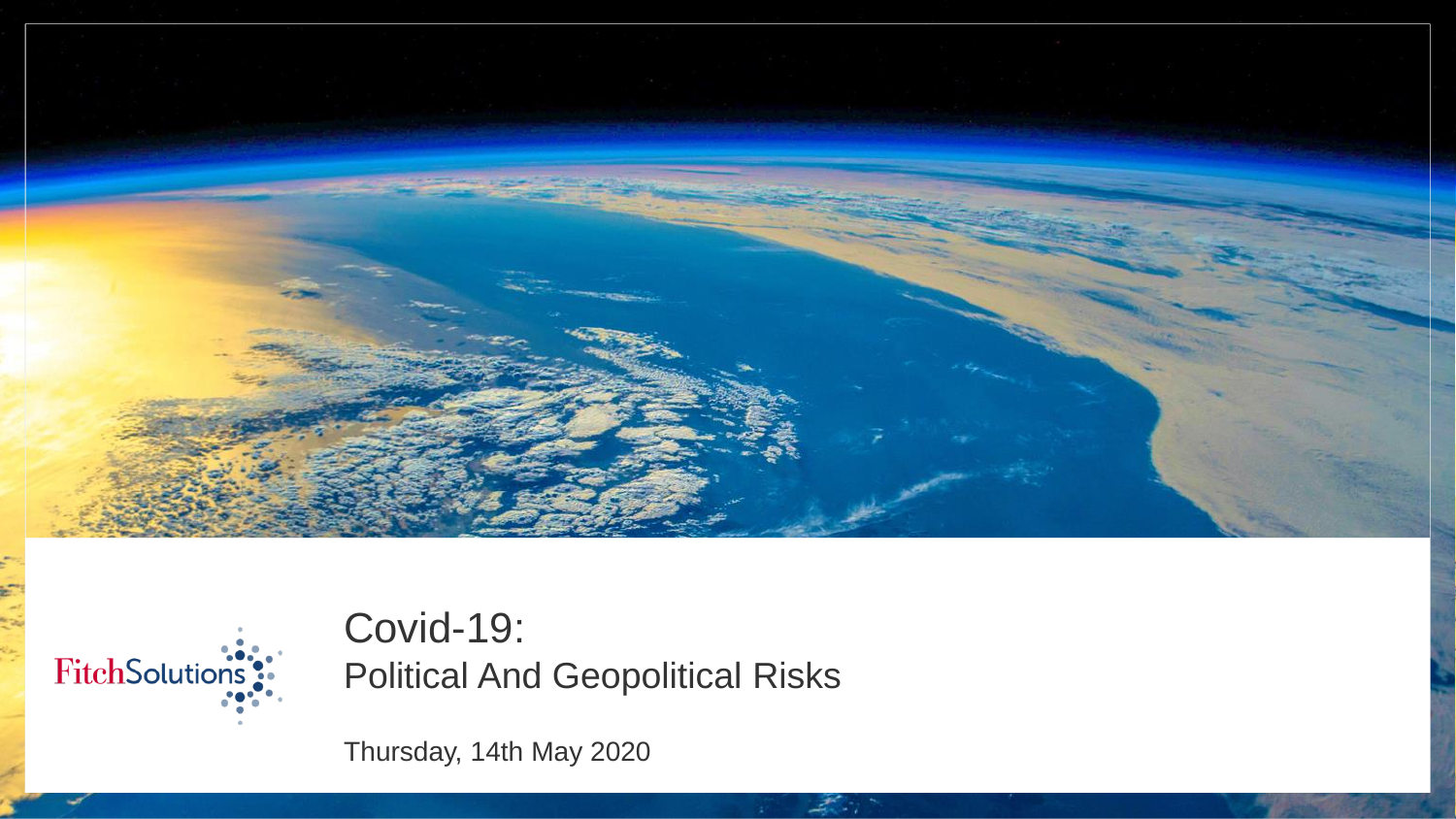# Covid-19:

## Political And Geopolitical Risks

Thursday, 14th May 2020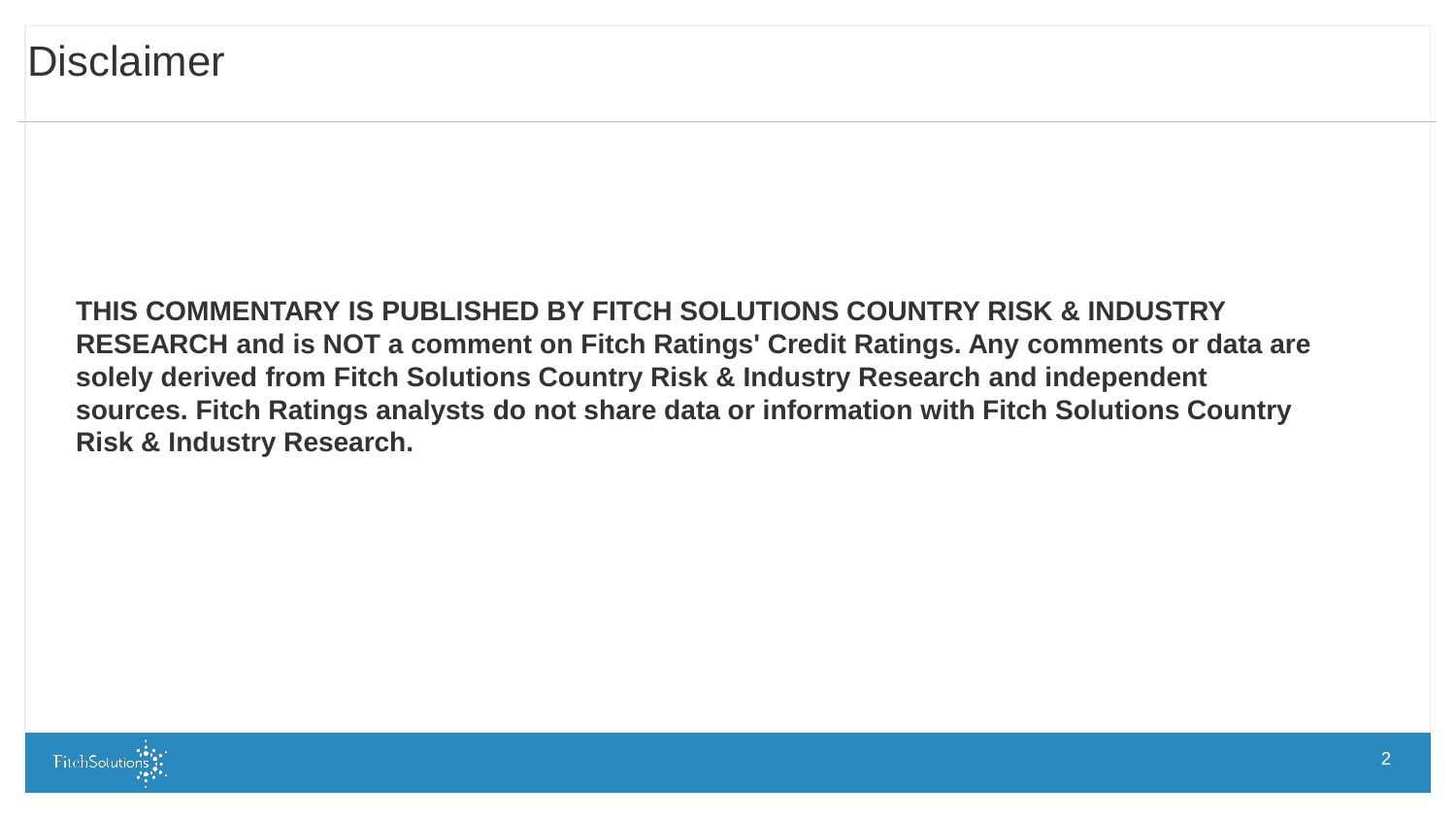# Disclaimer

**THIS COMMENTARY IS PUBLISHED BY FITCH SOLUTIONS COUNTRY RISK & INDUSTRY RESEARCH and is NOT a comment on Fitch Ratings' Credit Ratings. Any comments or data are solely derived from Fitch Solutions Country Risk & Industry Research and independent sources. Fitch Ratings analysts do not share data or information with Fitch Solutions Country Risk & Industry Research.**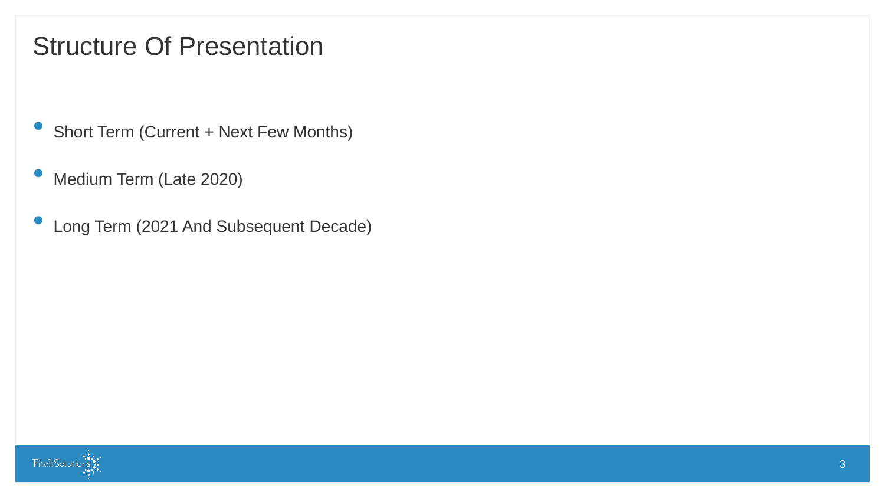# Structure Of Presentation

- Short Term (Current + Next Few Months)
- Medium Term (Late 2020)
- Long Term (2021 And Subsequent Decade)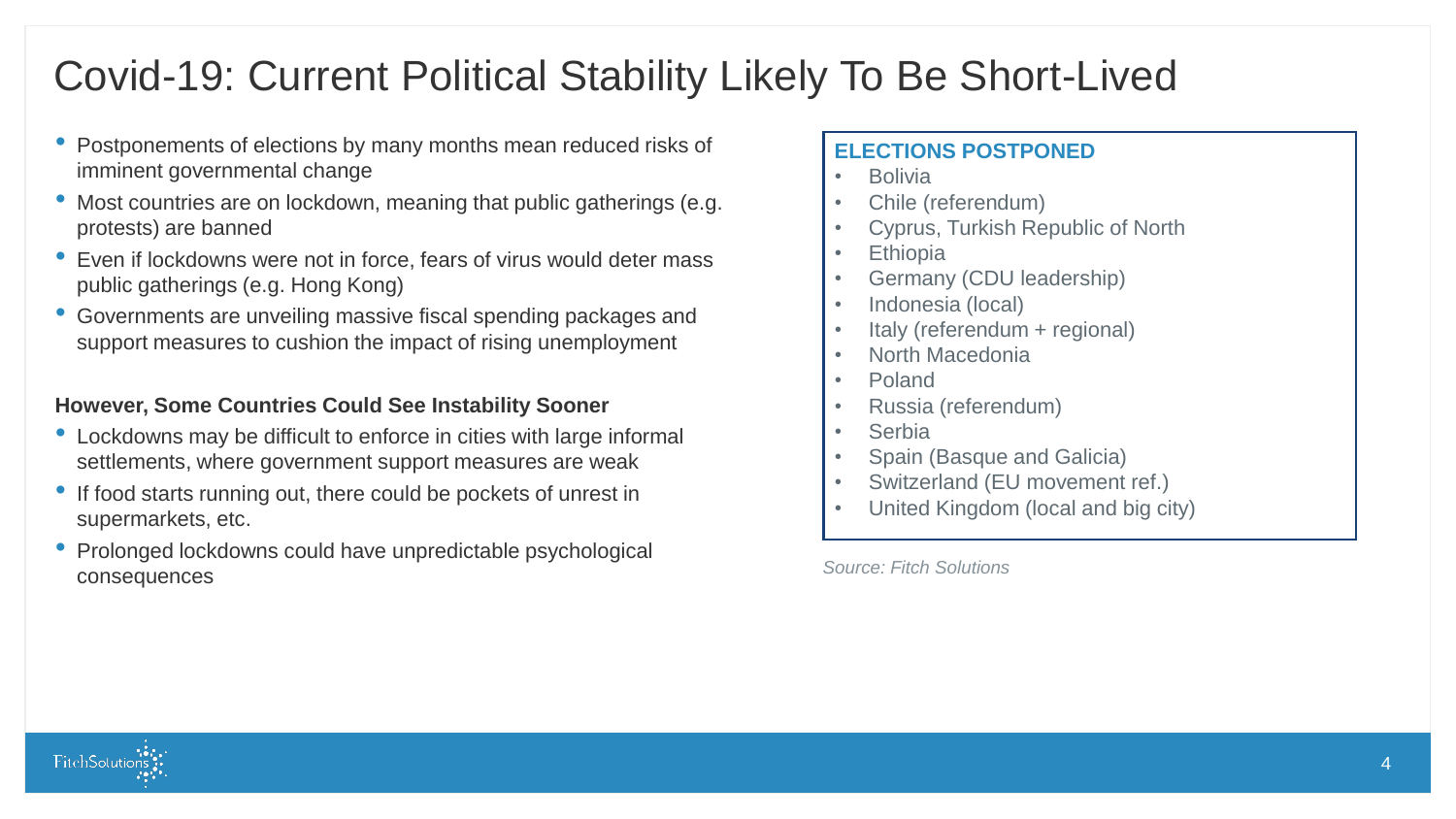# Covid-19: Current Political Stability Likely To Be Short-Lived

- Postponements of elections by many months mean reduced risks of imminent governmental change
- Most countries are on lockdown, meaning that public gatherings (e.g. protests) are banned
- Even if lockdowns were not in force, fears of virus would deter mass public gatherings (e.g. Hong Kong)
- Governments are unveiling massive fiscal spending packages and support measures to cushion the impact of rising unemployment

**However, Some Countries Could See Instability Sooner**

- Lockdowns may be difficult to enforce in cities with large informal settlements, where government support measures are weak
- If food starts running out, there could be pockets of unrest in supermarkets, etc.
- Prolonged lockdowns could have unpredictable psychological consequences

**ELECTIONS POSTPONED**

- Bolivia
- Chile (referendum)
- Cyprus, Turkish Republic of North
- Ethiopia
- Germany (CDU leadership)
- Indonesia (local)
- Italy (referendum + regional)
- North Macedonia
- Poland
- Russia (referendum)
- Serbia
- Spain (Basque and Galicia)
- Switzerland (EU movement ref.)
- United Kingdom (local and big city)

*Source: Fitch Solutions*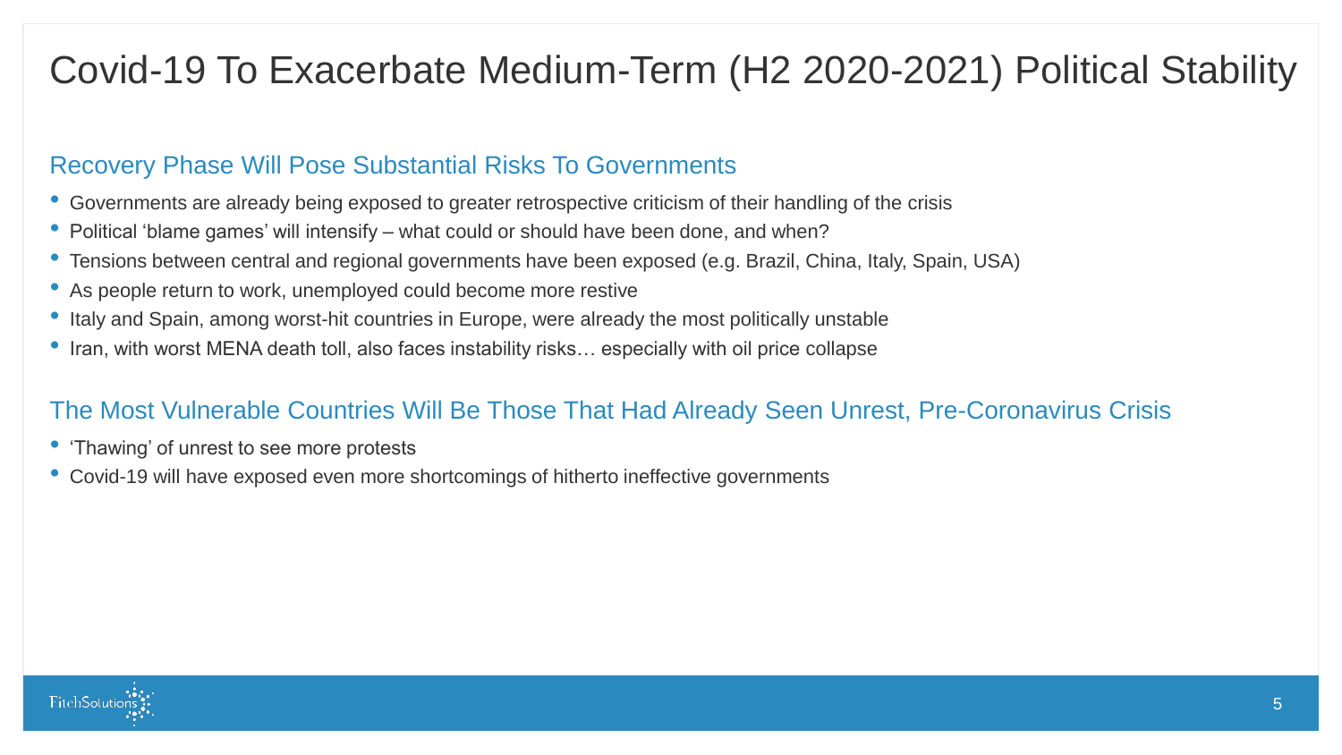# Covid-19 To Exacerbate Medium-Term (H2 2020-2021) Political Stability

## Recovery Phase Will Pose Substantial Risks To Governments

- Governments are already being exposed to greater retrospective criticism of their handling of the crisis
- Political 'blame games' will intensify – what could or should have been done, and when?
- Tensions between central and regional governments have been exposed (e.g. Brazil, China, Italy, Spain, USA)
- As people return to work, unemployed could become more restive
- Italy and Spain, among worst-hit countries in Europe, were already the most politically unstable
- Iran, with worst MENA death toll, also faces instability risks… especially with oil price collapse

## The Most Vulnerable Countries Will Be Those That Had Already Seen Unrest, Pre-Coronavirus Crisis

- 'Thawing' of unrest to see more protests
- Covid-19 will have exposed even more shortcomings of hitherto ineffective governments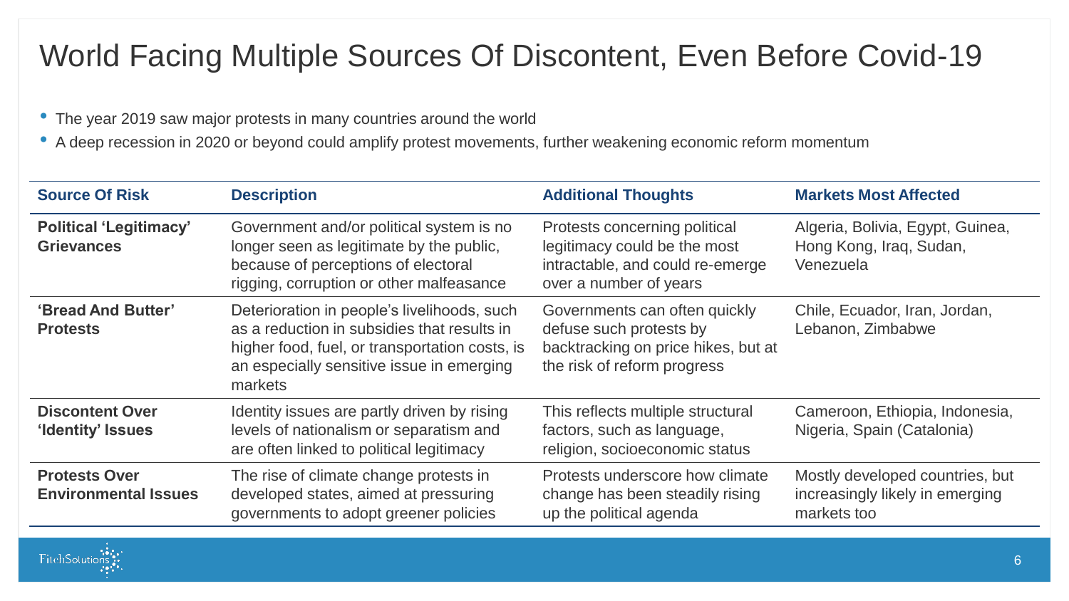# World Facing Multiple Sources Of Discontent, Even Before Covid-19

- The year 2019 saw major protests in many countries around the world
- A deep recession in 2020 or beyond could amplify protest movements, further weakening economic reform momentum

| Source Of Risk | Description | Additional Thoughts | Markets Most Affected |
|---|---|---|---|
| **Political 'Legitimacy' Grievances** | Government and/or political system is no longer seen as legitimate by the public, because of perceptions of electoral rigging, corruption or other malfeasance | Protests concerning political legitimacy could be the most intractable, and could re-emerge over a number of years | Algeria, Bolivia, Egypt, Guinea, Hong Kong, Iraq, Sudan, Venezuela |
| **'Bread And Butter' Protests** | Deterioration in people's livelihoods, such as a reduction in subsidies that results in higher food, fuel, or transportation costs, is an especially sensitive issue in emerging markets | Governments can often quickly defuse such protests by backtracking on price hikes, but at the risk of reform progress | Chile, Ecuador, Iran, Jordan, Lebanon, Zimbabwe |
| **Discontent Over 'Identity' Issues** | Identity issues are partly driven by rising levels of nationalism or separatism and are often linked to political legitimacy | This reflects multiple structural factors, such as language, religion, socioeconomic status | Cameroon, Ethiopia, Indonesia, Nigeria, Spain (Catalonia) |
| **Protests Over Environmental Issues** | The rise of climate change protests in developed states, aimed at pressuring governments to adopt greener policies | Protests underscore how climate change has been steadily rising up the political agenda | Mostly developed countries, but increasingly likely in emerging markets too |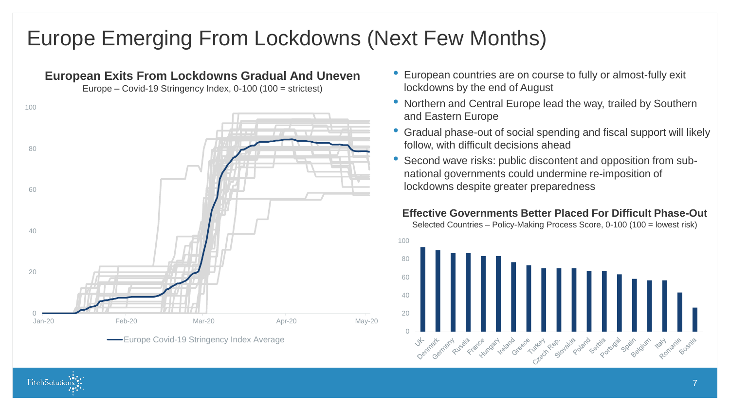# Europe Emerging From Lockdowns (Next Few Months)

**European Exits From Lockdowns Gradual And Uneven**

Europe – Covid-19 Stringency Index, 0-100 (100 = strictest)

Europe Covid-19 Stringency Index Average

- European countries are on course to fully or almost-fully exit lockdowns by the end of August
- Northern and Central Europe lead the way, trailed by Southern and Eastern Europe
- Gradual phase-out of social spending and fiscal support will likely follow, with difficult decisions ahead
- Second wave risks: public discontent and opposition from sub-national governments could undermine re-imposition of lockdowns despite greater preparedness

**Effective Governments Better Placed For Difficult Phase-Out**

Selected Countries – Policy-Making Process Score, 0-100 (100 = lowest risk)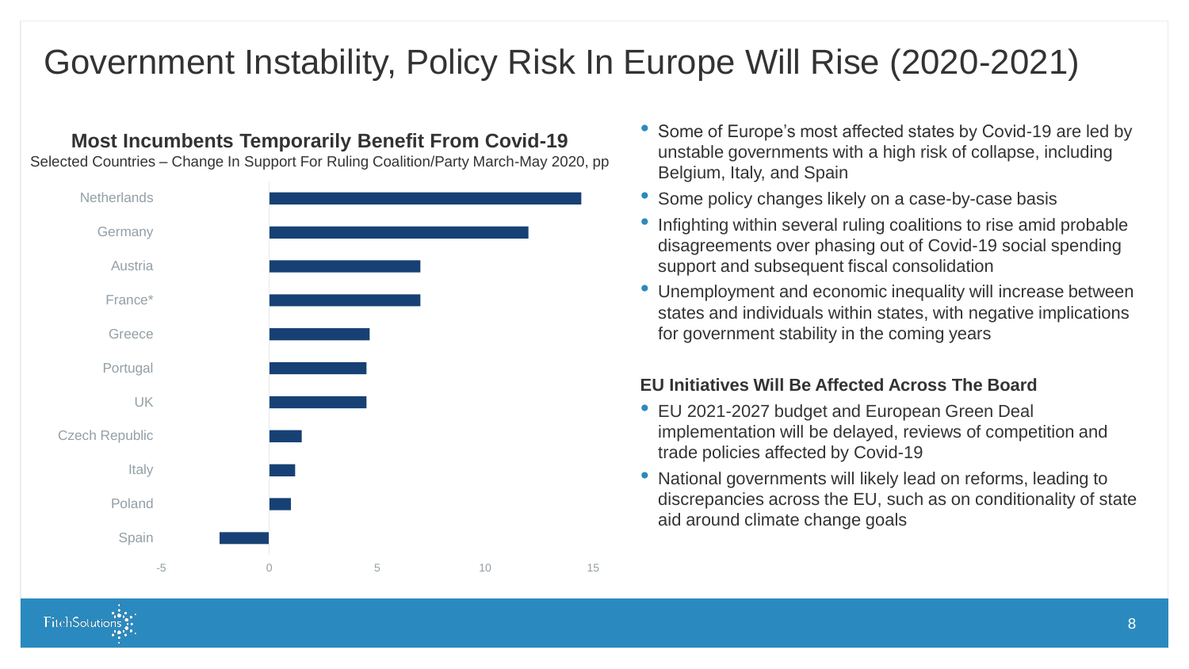# Government Instability, Policy Risk In Europe Will Rise (2020-2021)

**Most Incumbents Temporarily Benefit From Covid-19**

Selected Countries – Change In Support For Ruling Coalition/Party March-May 2020, pp

| Country | Change (pp) |
|---|---|
| Netherlands | 14.5 |
| Germany | 12 |
| Austria | 7 |
| France* | 7 |
| Greece | 4.6 |
| Portugal | 4.5 |
| UK | 4.5 |
| Czech Republic | 1.5 |
| Italy | 1.2 |
| Poland | 1 |
| Spain | -2.3 |

- Some of Europe's most affected states by Covid-19 are led by unstable governments with a high risk of collapse, including Belgium, Italy, and Spain
- Some policy changes likely on a case-by-case basis
- Infighting within several ruling coalitions to rise amid probable disagreements over phasing out of Covid-19 social spending support and subsequent fiscal consolidation
- Unemployment and economic inequality will increase between states and individuals within states, with negative implications for government stability in the coming years

**EU Initiatives Will Be Affected Across The Board**

- EU 2021-2027 budget and European Green Deal implementation will be delayed, reviews of competition and trade policies affected by Covid-19
- National governments will likely lead on reforms, leading to discrepancies across the EU, such as on conditionality of state aid around climate change goals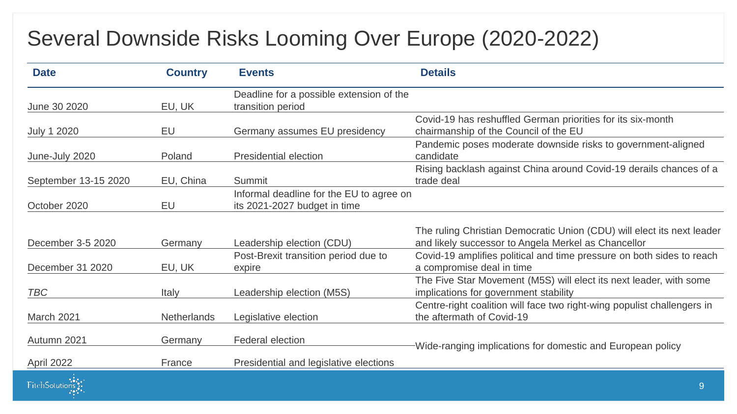# Several Downside Risks Looming Over Europe (2020-2022)

| Date | Country | Events | Details |
|---|---|---|---|
| June 30 2020 | EU, UK | Deadline for a possible extension of the transition period | |
| July 1 2020 | EU | Germany assumes EU presidency | Covid-19 has reshuffled German priorities for its six-month chairmanship of the Council of the EU |
| June-July 2020 | Poland | Presidential election | Pandemic poses moderate downside risks to government-aligned candidate |
| September 13-15 2020 | EU, China | Summit | Rising backlash against China around Covid-19 derails chances of a trade deal |
| October 2020 | EU | Informal deadline for the EU to agree on its 2021-2027 budget in time | |
| December 3-5 2020 | Germany | Leadership election (CDU) | The ruling Christian Democratic Union (CDU) will elect its next leader and likely successor to Angela Merkel as Chancellor |
| December 31 2020 | EU, UK | Post-Brexit transition period due to expire | Covid-19 amplifies political and time pressure on both sides to reach a compromise deal in time |
| *TBC* | Italy | Leadership election (M5S) | The Five Star Movement (M5S) will elect its next leader, with some implications for government stability |
| March 2021 | Netherlands | Legislative election | Centre-right coalition will face two right-wing populist challengers in the aftermath of Covid-19 |
| Autumn 2021 | Germany | Federal election | Wide-ranging implications for domestic and European policy |
| April 2022 | France | Presidential and legislative elections | Wide-ranging implications for domestic and European policy |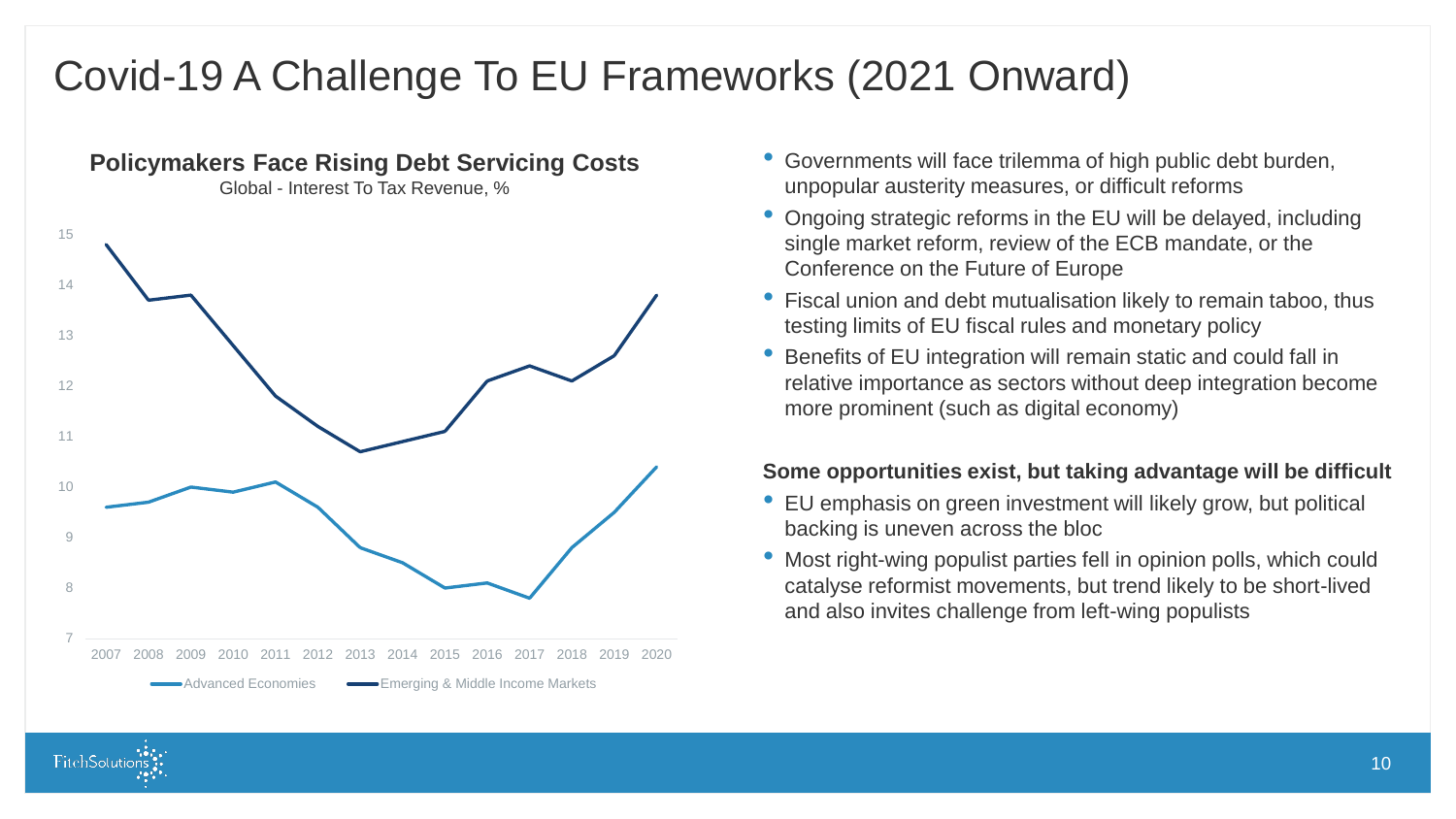# Covid-19 A Challenge To EU Frameworks (2021 Onward)

**Policymakers Face Rising Debt Servicing Costs**

Global - Interest To Tax Revenue, %

- Governments will face trilemma of high public debt burden, unpopular austerity measures, or difficult reforms
- Ongoing strategic reforms in the EU will be delayed, including single market reform, review of the ECB mandate, or the Conference on the Future of Europe
- Fiscal union and debt mutualisation likely to remain taboo, thus testing limits of EU fiscal rules and monetary policy
- Benefits of EU integration will remain static and could fall in relative importance as sectors without deep integration become more prominent (such as digital economy)

**Some opportunities exist, but taking advantage will be difficult**

- EU emphasis on green investment will likely grow, but political backing is uneven across the bloc
- Most right-wing populist parties fell in opinion polls, which could catalyse reformist movements, but trend likely to be short-lived and also invites challenge from left-wing populists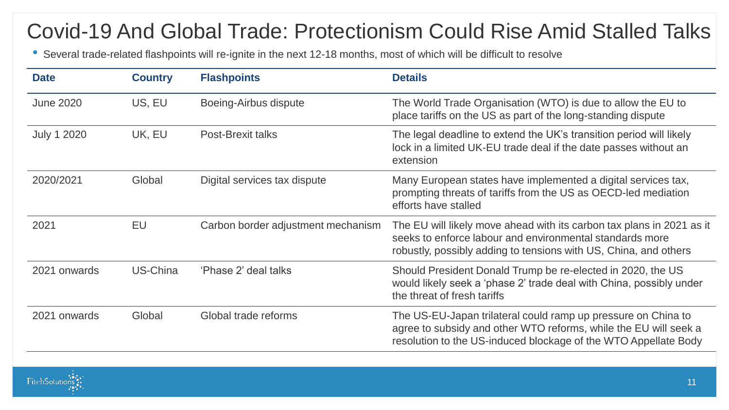# Covid-19 And Global Trade: Protectionism Could Rise Amid Stalled Talks

- Several trade-related flashpoints will re-ignite in the next 12-18 months, most of which will be difficult to resolve

| Date | Country | Flashpoints | Details |
|---|---|---|---|
| June 2020 | US, EU | Boeing-Airbus dispute | The World Trade Organisation (WTO) is due to allow the EU to place tariffs on the US as part of the long-standing dispute |
| July 1 2020 | UK, EU | Post-Brexit talks | The legal deadline to extend the UK's transition period will likely lock in a limited UK-EU trade deal if the date passes without an extension |
| 2020/2021 | Global | Digital services tax dispute | Many European states have implemented a digital services tax, prompting threats of tariffs from the US as OECD-led mediation efforts have stalled |
| 2021 | EU | Carbon border adjustment mechanism | The EU will likely move ahead with its carbon tax plans in 2021 as it seeks to enforce labour and environmental standards more robustly, possibly adding to tensions with US, China, and others |
| 2021 onwards | US-China | 'Phase 2' deal talks | Should President Donald Trump be re-elected in 2020, the US would likely seek a 'phase 2' trade deal with China, possibly under the threat of fresh tariffs |
| 2021 onwards | Global | Global trade reforms | The US-EU-Japan trilateral could ramp up pressure on China to agree to subsidy and other WTO reforms, while the EU will seek a resolution to the US-induced blockage of the WTO Appellate Body |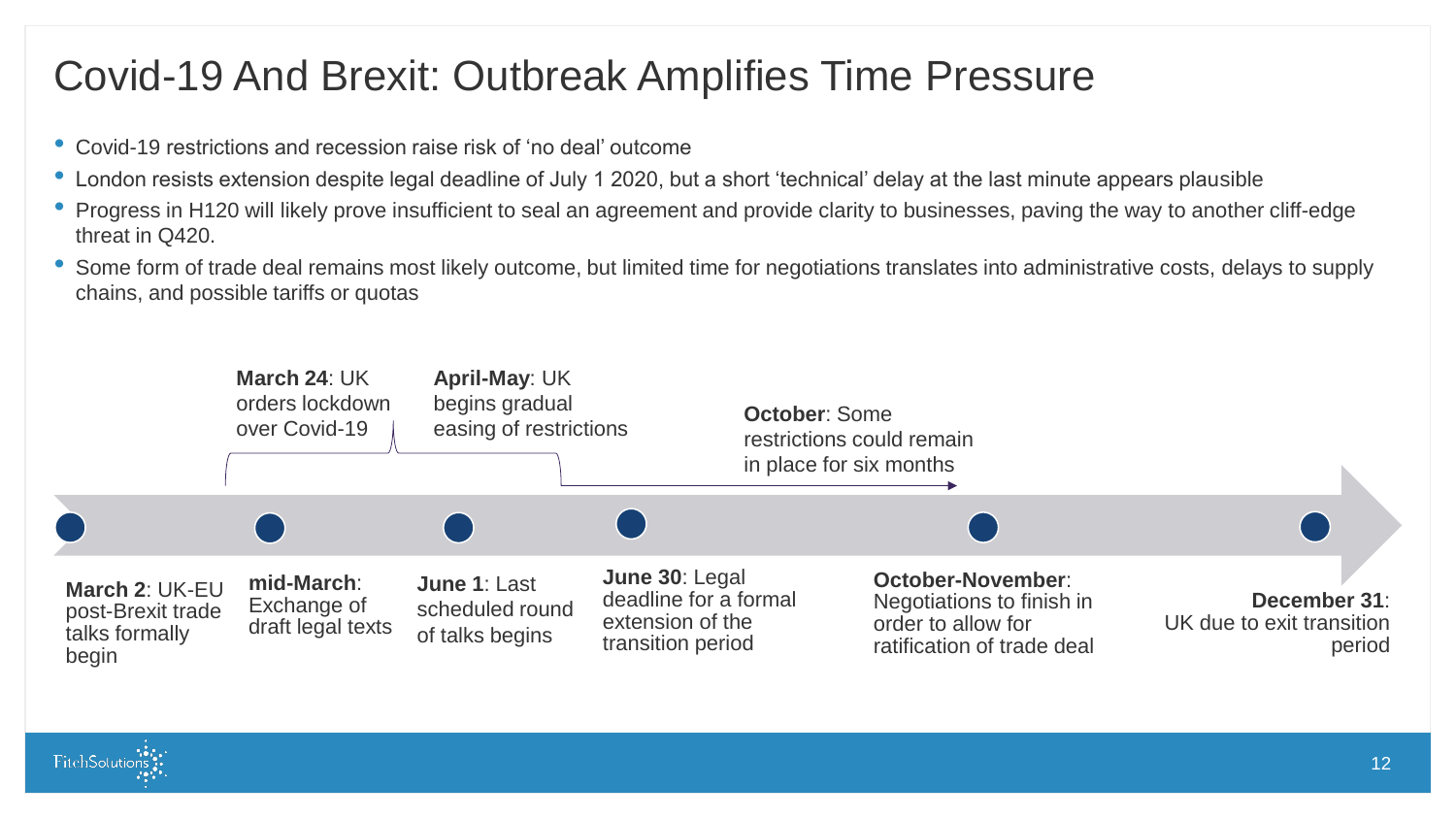# Covid-19 And Brexit: Outbreak Amplifies Time Pressure

- Covid-19 restrictions and recession raise risk of ‘no deal’ outcome
- London resists extension despite legal deadline of July 1 2020, but a short ‘technical’ delay at the last minute appears plausible
- Progress in H120 will likely prove insufficient to seal an agreement and provide clarity to businesses, paving the way to another cliff-edge threat in Q420.
- Some form of trade deal remains most likely outcome, but limited time for negotiations translates into administrative costs, delays to supply chains, and possible tariffs or quotas

**March 24**: UK orders lockdown over Covid-19

**April-May**: UK begins gradual easing of restrictions

**October**: Some restrictions could remain in place for six months

**March 2**: UK-EU post-Brexit trade talks formally begin

**mid-March**: Exchange of draft legal texts

**June 1**: Last scheduled round of talks begins

**June 30**: Legal deadline for a formal extension of the transition period

**October-November**: Negotiations to finish in order to allow for ratification of trade deal

**December 31**: UK due to exit transition period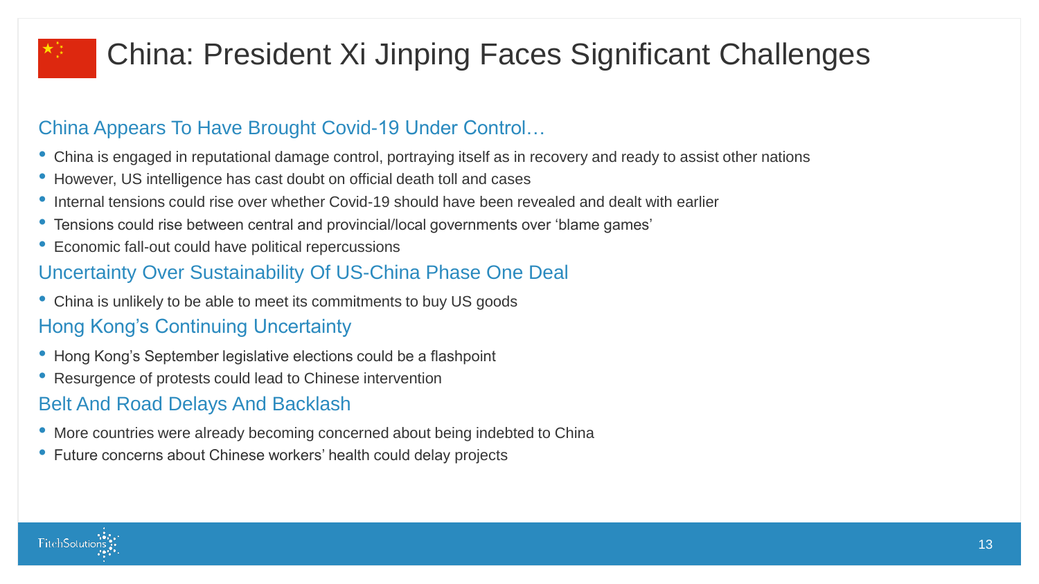# China: President Xi Jinping Faces Significant Challenges

## China Appears To Have Brought Covid-19 Under Control…

- China is engaged in reputational damage control, portraying itself as in recovery and ready to assist other nations
- However, US intelligence has cast doubt on official death toll and cases
- Internal tensions could rise over whether Covid-19 should have been revealed and dealt with earlier
- Tensions could rise between central and provincial/local governments over 'blame games'
- Economic fall-out could have political repercussions

## Uncertainty Over Sustainability Of US-China Phase One Deal

- China is unlikely to be able to meet its commitments to buy US goods

## Hong Kong's Continuing Uncertainty

- Hong Kong's September legislative elections could be a flashpoint
- Resurgence of protests could lead to Chinese intervention

## Belt And Road Delays And Backlash

- More countries were already becoming concerned about being indebted to China
- Future concerns about Chinese workers' health could delay projects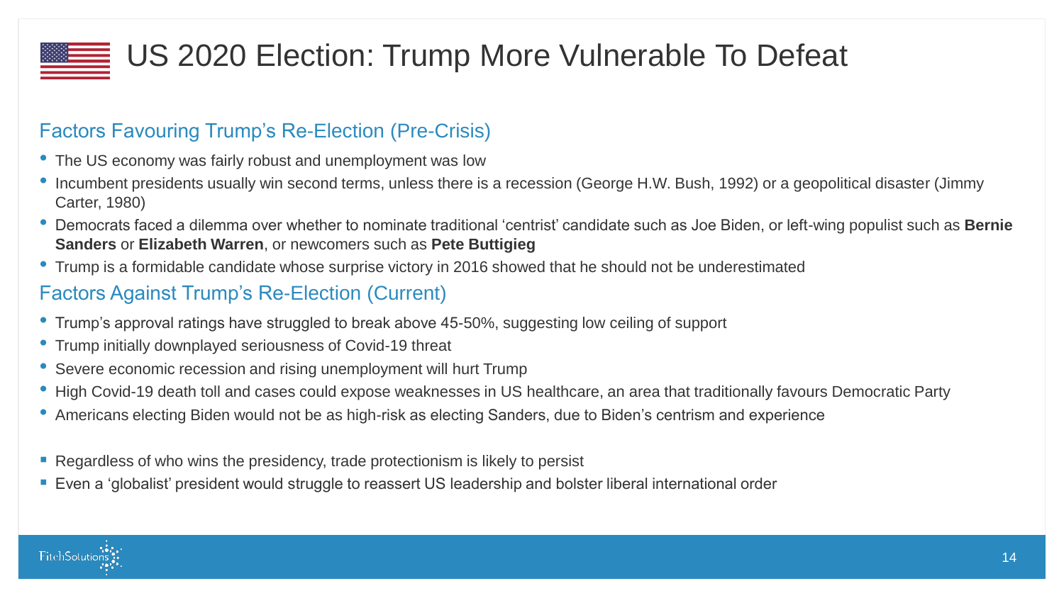# US 2020 Election: Trump More Vulnerable To Defeat

## Factors Favouring Trump's Re-Election (Pre-Crisis)

- The US economy was fairly robust and unemployment was low
- Incumbent presidents usually win second terms, unless there is a recession (George H.W. Bush, 1992) or a geopolitical disaster (Jimmy Carter, 1980)
- Democrats faced a dilemma over whether to nominate traditional 'centrist' candidate such as Joe Biden, or left-wing populist such as **Bernie Sanders** or **Elizabeth Warren**, or newcomers such as **Pete Buttigieg**
- Trump is a formidable candidate whose surprise victory in 2016 showed that he should not be underestimated

## Factors Against Trump's Re-Election (Current)

- Trump's approval ratings have struggled to break above 45-50%, suggesting low ceiling of support
- Trump initially downplayed seriousness of Covid-19 threat
- Severe economic recession and rising unemployment will hurt Trump
- High Covid-19 death toll and cases could expose weaknesses in US healthcare, an area that traditionally favours Democratic Party
- Americans electing Biden would not be as high-risk as electing Sanders, due to Biden's centrism and experience

- Regardless of who wins the presidency, trade protectionism is likely to persist
- Even a 'globalist' president would struggle to reassert US leadership and bolster liberal international order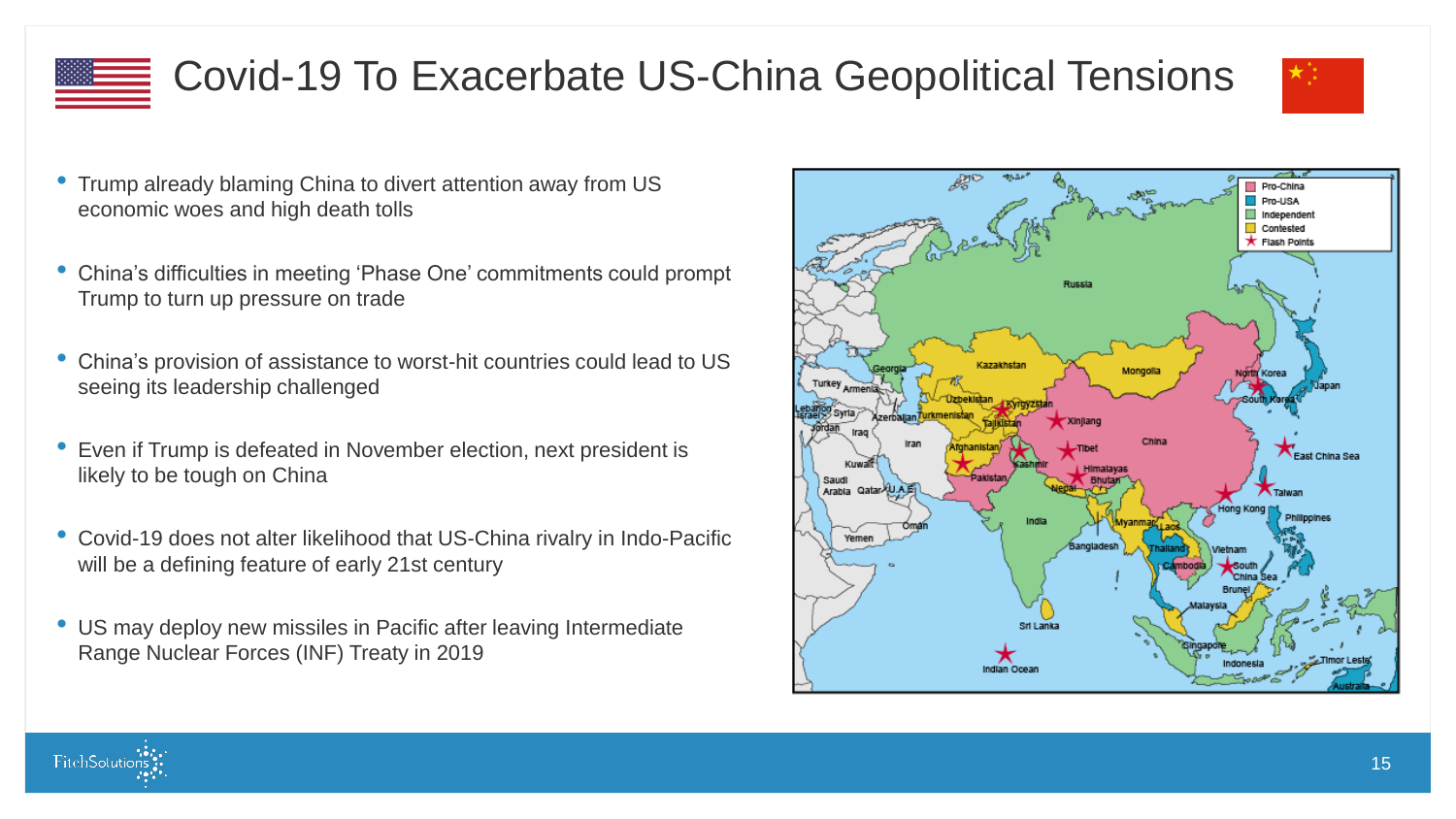# Covid-19 To Exacerbate US-China Geopolitical Tensions

- Trump already blaming China to divert attention away from US economic woes and high death tolls
- China's difficulties in meeting 'Phase One' commitments could prompt Trump to turn up pressure on trade
- China's provision of assistance to worst-hit countries could lead to US seeing its leadership challenged
- Even if Trump is defeated in November election, next president is likely to be tough on China
- Covid-19 does not alter likelihood that US-China rivalry in Indo-Pacific will be a defining feature of early 21st century
- US may deploy new missiles in Pacific after leaving Intermediate Range Nuclear Forces (INF) Treaty in 2019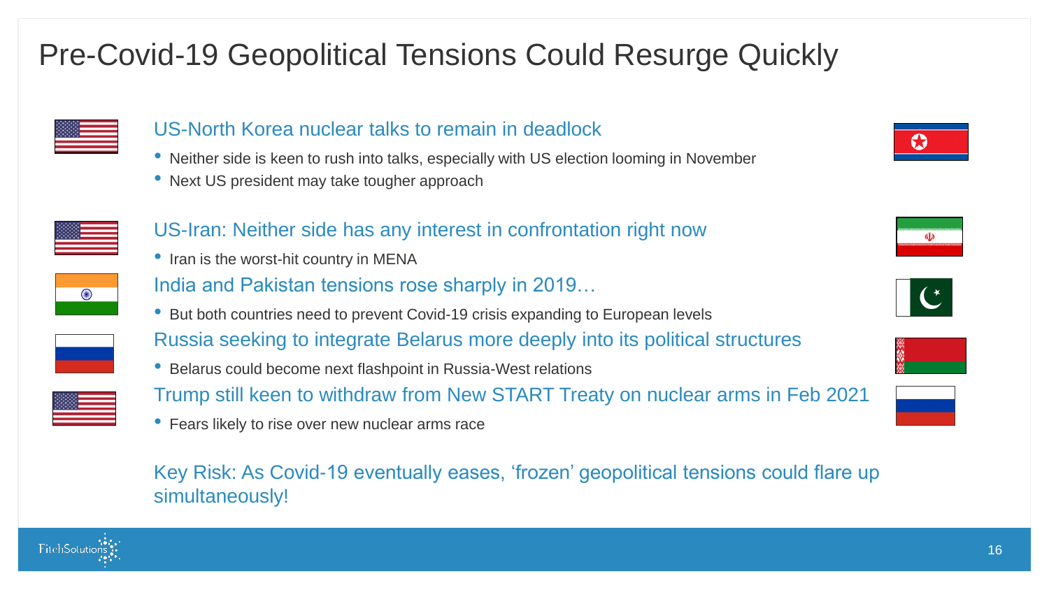# Pre-Covid-19 Geopolitical Tensions Could Resurge Quickly

### US-North Korea nuclear talks to remain in deadlock

- Neither side is keen to rush into talks, especially with US election looming in November
- Next US president may take tougher approach

### US-Iran: Neither side has any interest in confrontation right now

- Iran is the worst-hit country in MENA

### India and Pakistan tensions rose sharply in 2019…

- But both countries need to prevent Covid-19 crisis expanding to European levels

### Russia seeking to integrate Belarus more deeply into its political structures

- Belarus could become next flashpoint in Russia-West relations

### Trump still keen to withdraw from New START Treaty on nuclear arms in Feb 2021

- Fears likely to rise over new nuclear arms race

Key Risk: As Covid-19 eventually eases, 'frozen' geopolitical tensions could flare up simultaneously!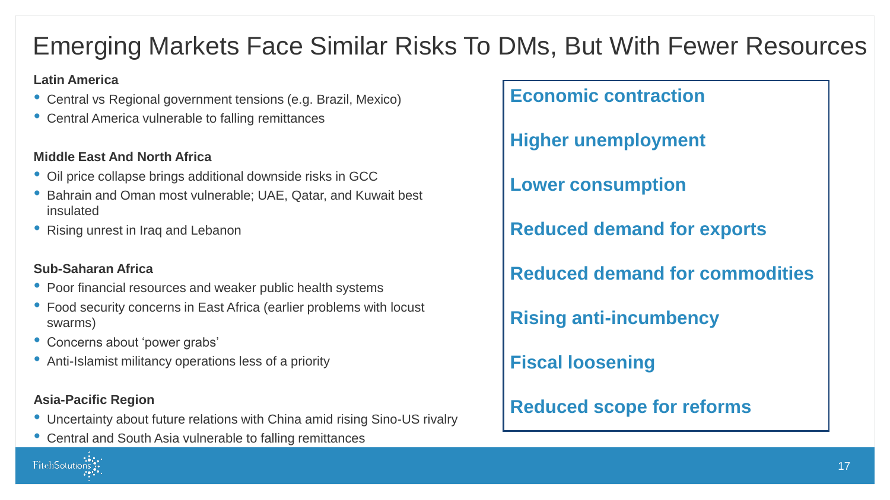# Emerging Markets Face Similar Risks To DMs, But With Fewer Resources

**Latin America**

- Central vs Regional government tensions (e.g. Brazil, Mexico)
- Central America vulnerable to falling remittances

**Middle East And North Africa**

- Oil price collapse brings additional downside risks in GCC
- Bahrain and Oman most vulnerable; UAE, Qatar, and Kuwait best insulated
- Rising unrest in Iraq and Lebanon

**Sub-Saharan Africa**

- Poor financial resources and weaker public health systems
- Food security concerns in East Africa (earlier problems with locust swarms)
- Concerns about 'power grabs'
- Anti-Islamist militancy operations less of a priority

**Asia-Pacific Region**

- Uncertainty about future relations with China amid rising Sino-US rivalry
- Central and South Asia vulnerable to falling remittances

**Economic contraction**

**Higher unemployment**

**Lower consumption**

**Reduced demand for exports**

**Reduced demand for commodities**

**Rising anti-incumbency**

**Fiscal loosening**

**Reduced scope for reforms**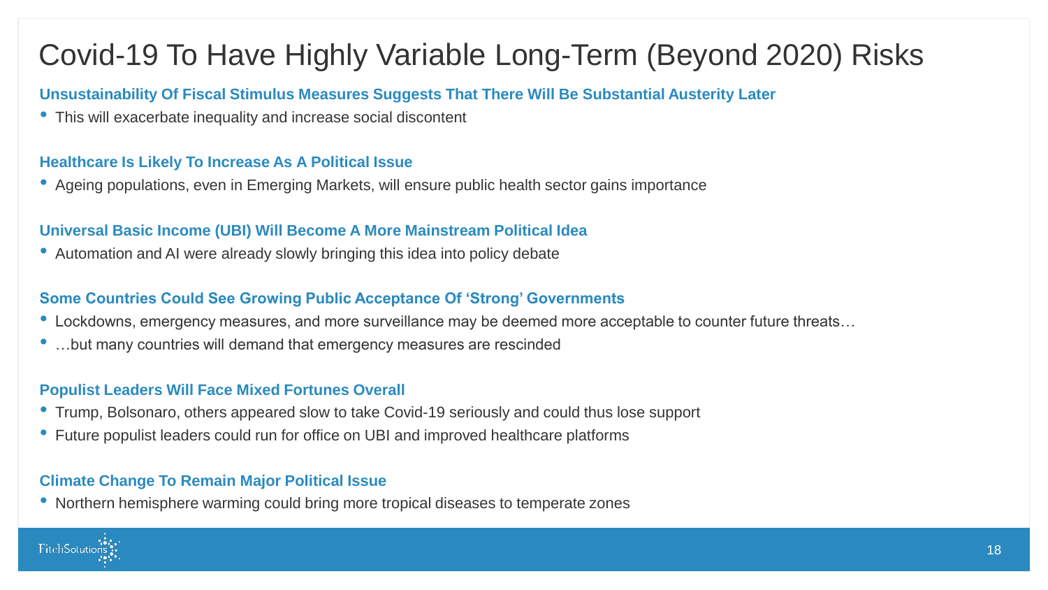# Covid-19 To Have Highly Variable Long-Term (Beyond 2020) Risks

**Unsustainability Of Fiscal Stimulus Measures Suggests That There Will Be Substantial Austerity Later**

- This will exacerbate inequality and increase social discontent

**Healthcare Is Likely To Increase As A Political Issue**

- Ageing populations, even in Emerging Markets, will ensure public health sector gains importance

**Universal Basic Income (UBI) Will Become A More Mainstream Political Idea**

- Automation and AI were already slowly bringing this idea into policy debate

**Some Countries Could See Growing Public Acceptance Of 'Strong' Governments**

- Lockdowns, emergency measures, and more surveillance may be deemed more acceptable to counter future threats…
- …but many countries will demand that emergency measures are rescinded

**Populist Leaders Will Face Mixed Fortunes Overall**

- Trump, Bolsonaro, others appeared slow to take Covid-19 seriously and could thus lose support
- Future populist leaders could run for office on UBI and improved healthcare platforms

**Climate Change To Remain Major Political Issue**

- Northern hemisphere warming could bring more tropical diseases to temperate zones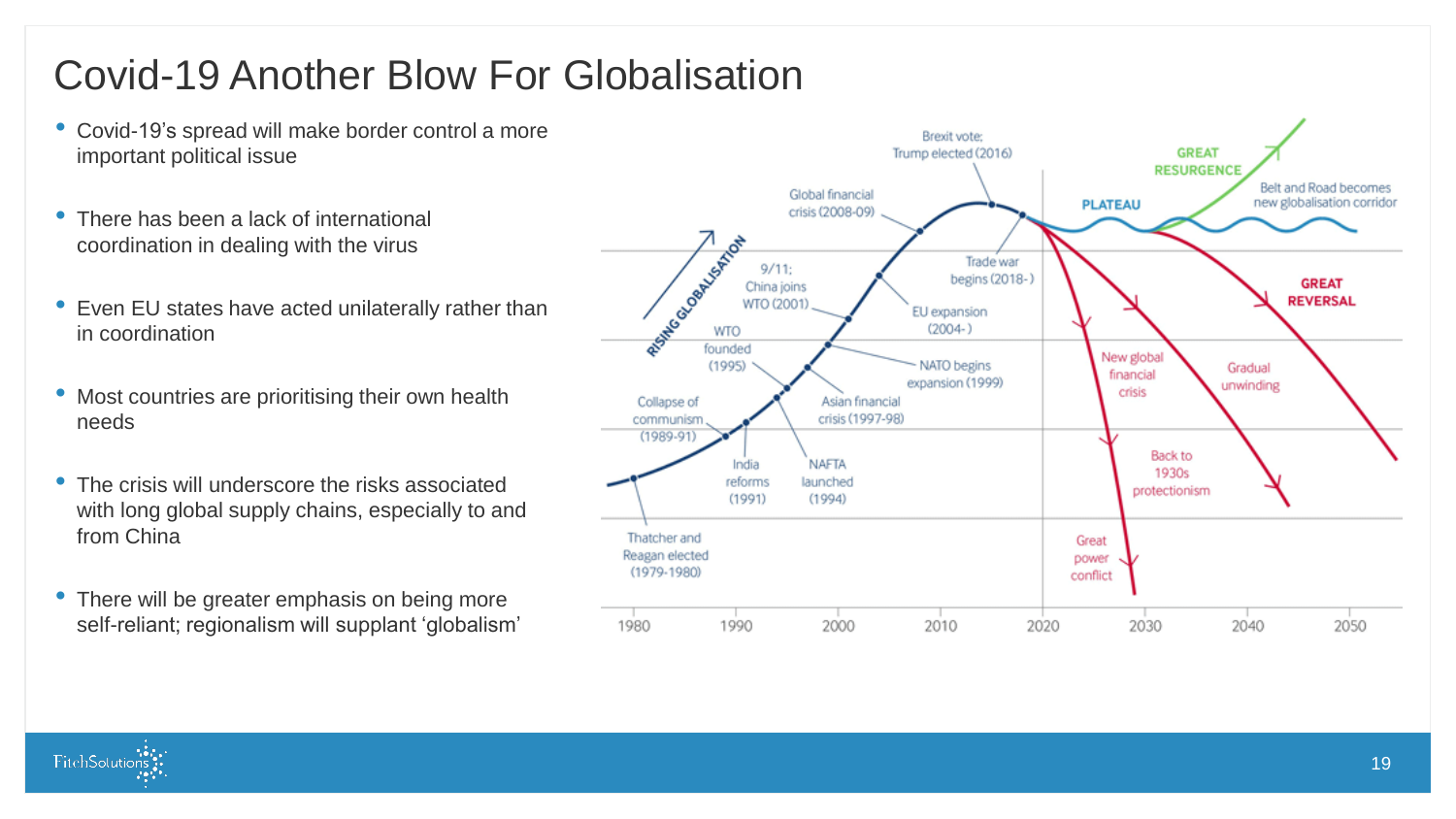# Covid-19 Another Blow For Globalisation

- Covid-19's spread will make border control a more important political issue
- There has been a lack of international coordination in dealing with the virus
- Even EU states have acted unilaterally rather than in coordination
- Most countries are prioritising their own health needs
- The crisis will underscore the risks associated with long global supply chains, especially to and from China
- There will be greater emphasis on being more self-reliant; regionalism will supplant 'globalism'

RISING GLOBALISATION

Thatcher and Reagan elected (1979-1980)

Collapse of communism (1989-91)

India reforms (1991)

NAFTA launched (1994)

WTO founded (1995)

Asian financial crisis (1997-98)

NATO begins expansion (1999)

9/11; China joins WTO (2001)

EU expansion (2004-)

Global financial crisis (2008-09)

Brexit vote; Trump elected (2016)

Trade war begins (2018-)

PLATEAU

GREAT RESURGENCE

Belt and Road becomes new globalisation corridor

GREAT REVERSAL

New global financial crisis

Gradual unwinding

Back to 1930s protectionism

Great power conflict

1980 1990 2000 2010 2020 2030 2040 2050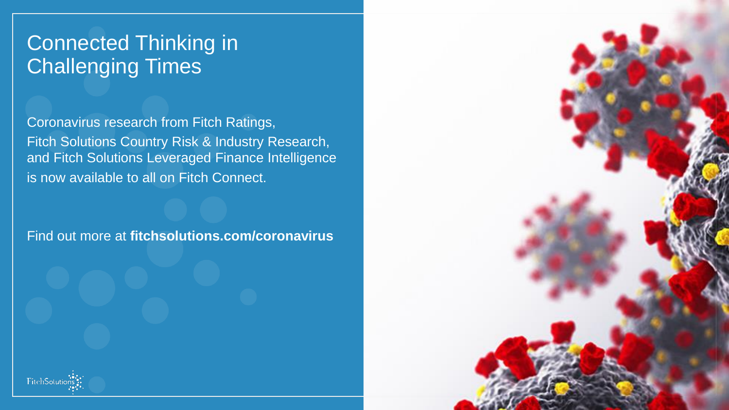# Connected Thinking in Challenging Times

Coronavirus research from Fitch Ratings, Fitch Solutions Country Risk & Industry Research, and Fitch Solutions Leveraged Finance Intelligence is now available to all on Fitch Connect.

Find out more at **fitchsolutions.com/coronavirus**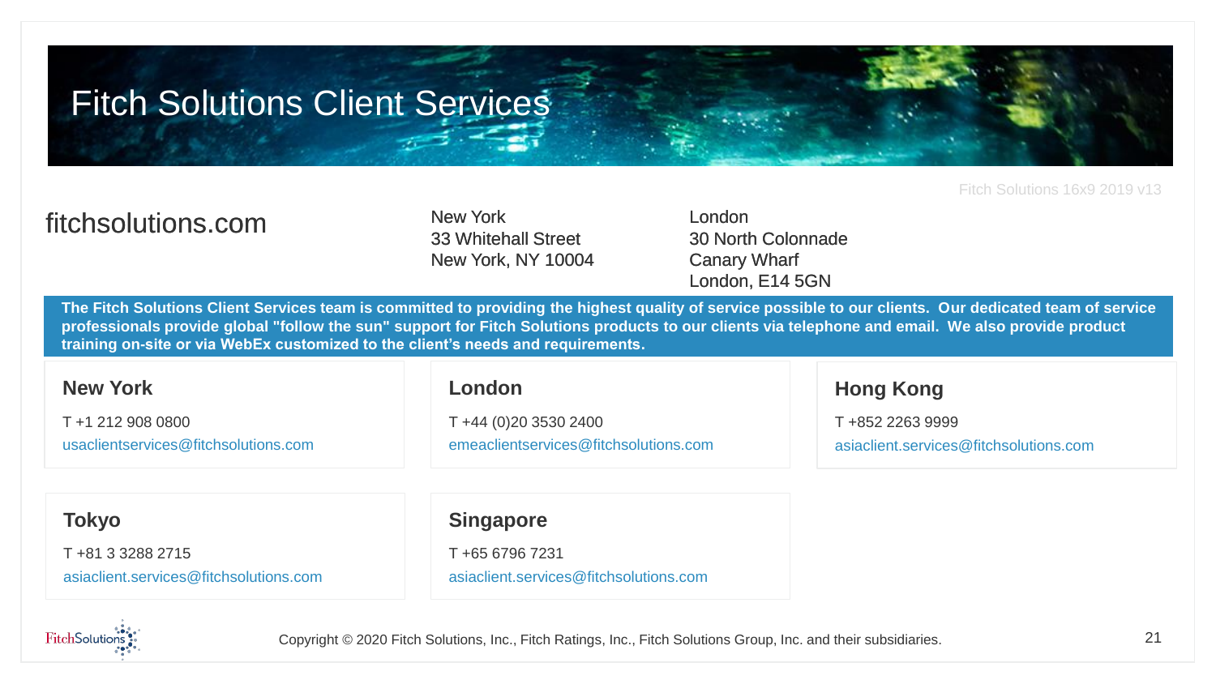# Fitch Solutions Client Services

Fitch Solutions 16x9 2019 v13

fitchsolutions.com

New York
33 Whitehall Street
New York, NY 10004

London
30 North Colonnade
Canary Wharf
London, E14 5GN

**The Fitch Solutions Client Services team is committed to providing the highest quality of service possible to our clients. Our dedicated team of service professionals provide global "follow the sun" support for Fitch Solutions products to our clients via telephone and email. We also provide product training on-site or via WebEx customized to the client's needs and requirements.**

### New York

T +1 212 908 0800
usaclientservices@fitchsolutions.com

### London

T +44 (0)20 3530 2400
emeaclientservices@fitchsolutions.com

### Hong Kong

T +852 2263 9999
asiaclient.services@fitchsolutions.com

### Tokyo

T +81 3 3288 2715
asiaclient.services@fitchsolutions.com

### Singapore

T +65 6796 7231
asiaclient.services@fitchsolutions.com

Copyright © 2020 Fitch Solutions, Inc., Fitch Ratings, Inc., Fitch Solutions Group, Inc. and their subsidiaries.